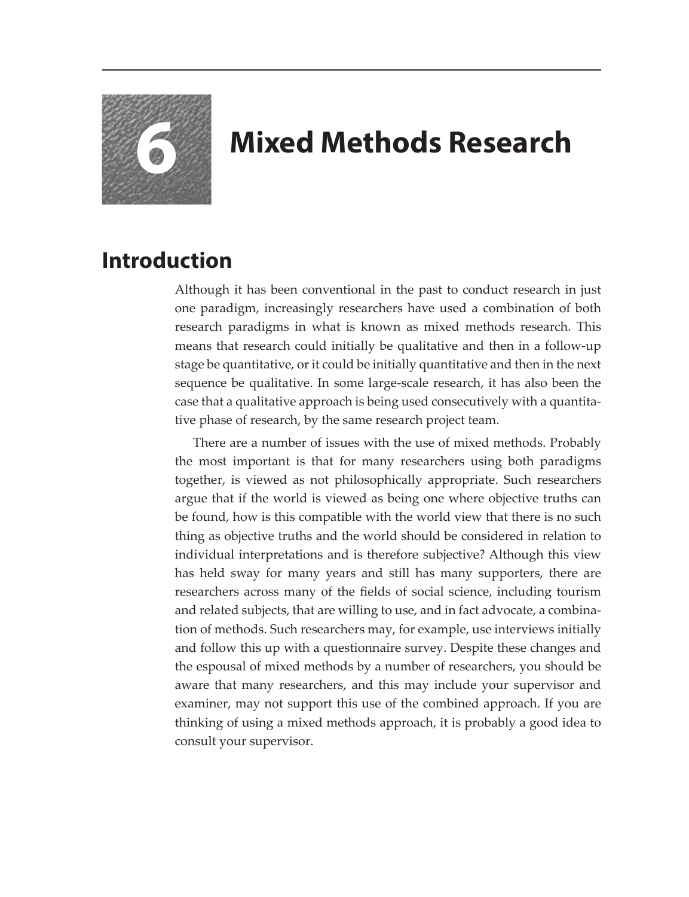# 6 Mixed Methods Research

## Introduction

Although it has been conventional in the past to conduct research in just one paradigm, increasingly researchers have used a combination of both research paradigms in what is known as mixed methods research. This means that research could initially be qualitative and then in a follow-up stage be quantitative, or it could be initially quantitative and then in the next sequence be qualitative. In some large-scale research, it has also been the case that a qualitative approach is being used consecutively with a quantitative phase of research, by the same research project team.

There are a number of issues with the use of mixed methods. Probably the most important is that for many researchers using both paradigms together, is viewed as not philosophically appropriate. Such researchers argue that if the world is viewed as being one where objective truths can be found, how is this compatible with the world view that there is no such thing as objective truths and the world should be considered in relation to individual interpretations and is therefore subjective? Although this view has held sway for many years and still has many supporters, there are researchers across many of the fields of social science, including tourism and related subjects, that are willing to use, and in fact advocate, a combination of methods. Such researchers may, for example, use interviews initially and follow this up with a questionnaire survey. Despite these changes and the espousal of mixed methods by a number of researchers, you should be aware that many researchers, and this may include your supervisor and examiner, may not support this use of the combined approach. If you are thinking of using a mixed methods approach, it is probably a good idea to consult your supervisor.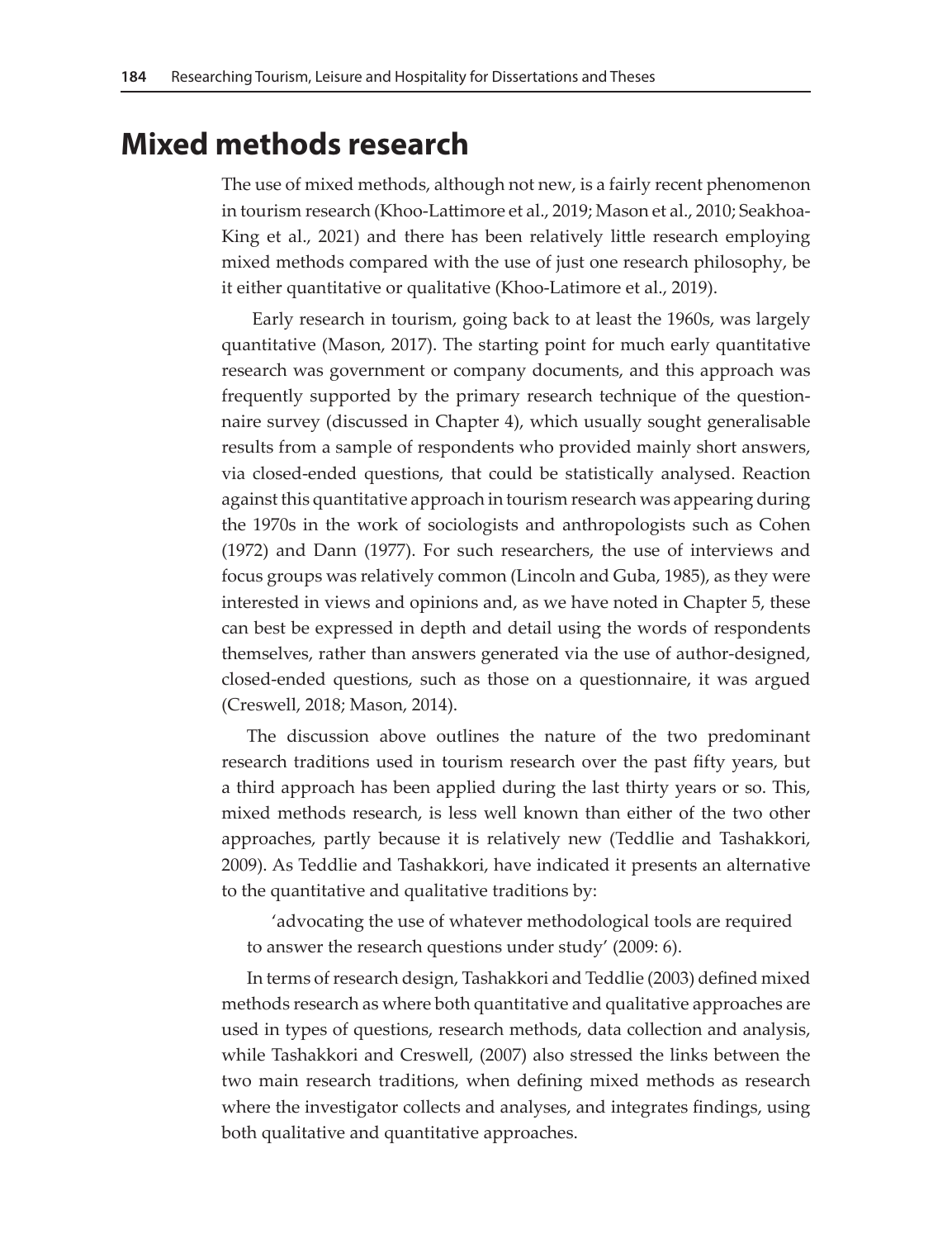# Mixed methods research

The use of mixed methods, although not new, is a fairly recent phenomenon in tourism research (Khoo-Lattimore et al., 2019; Mason et al., 2010; Seakhoa-King et al., 2021) and there has been relatively little research employing mixed methods compared with the use of just one research philosophy, be it either quantitative or qualitative (Khoo-Latimore et al., 2019).

Early research in tourism, going back to at least the 1960s, was largely quantitative (Mason, 2017). The starting point for much early quantitative research was government or company documents, and this approach was frequently supported by the primary research technique of the questionnaire survey (discussed in Chapter 4), which usually sought generalisable results from a sample of respondents who provided mainly short answers, via closed-ended questions, that could be statistically analysed. Reaction against this quantitative approach in tourism research was appearing during the 1970s in the work of sociologists and anthropologists such as Cohen (1972) and Dann (1977). For such researchers, the use of interviews and focus groups was relatively common (Lincoln and Guba, 1985), as they were interested in views and opinions and, as we have noted in Chapter 5, these can best be expressed in depth and detail using the words of respondents themselves, rather than answers generated via the use of author-designed, closed-ended questions, such as those on a questionnaire, it was argued (Creswell, 2018; Mason, 2014).

The discussion above outlines the nature of the two predominant research traditions used in tourism research over the past fifty years, but a third approach has been applied during the last thirty years or so. This, mixed methods research, is less well known than either of the two other approaches, partly because it is relatively new (Teddlie and Tashakkori, 2009). As Teddlie and Tashakkori, have indicated it presents an alternative to the quantitative and qualitative traditions by:

> 'advocating the use of whatever methodological tools are required to answer the research questions under study' (2009: 6).

In terms of research design, Tashakkori and Teddlie (2003) defined mixed methods research as where both quantitative and qualitative approaches are used in types of questions, research methods, data collection and analysis, while Tashakkori and Creswell, (2007) also stressed the links between the two main research traditions, when defining mixed methods as research where the investigator collects and analyses, and integrates findings, using both qualitative and quantitative approaches.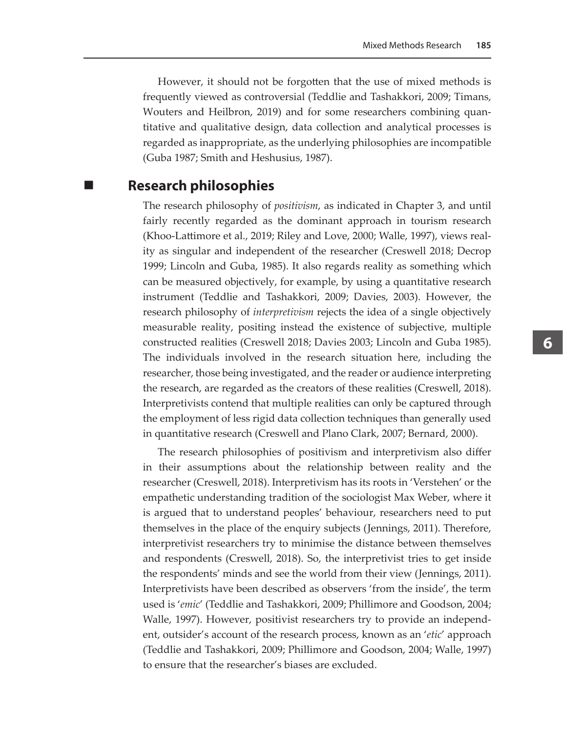However, it should not be forgotten that the use of mixed methods is frequently viewed as controversial (Teddlie and Tashakkori, 2009; Timans, Wouters and Heilbron, 2019) and for some researchers combining quantitative and qualitative design, data collection and analytical processes is regarded as inappropriate, as the underlying philosophies are incompatible (Guba 1987; Smith and Heshusius, 1987).

## Research philosophies

The research philosophy of *positivism*, as indicated in Chapter 3, and until fairly recently regarded as the dominant approach in tourism research (Khoo-Lattimore et al., 2019; Riley and Love, 2000; Walle, 1997), views reality as singular and independent of the researcher (Creswell 2018; Decrop 1999; Lincoln and Guba, 1985). It also regards reality as something which can be measured objectively, for example, by using a quantitative research instrument (Teddlie and Tashakkori, 2009; Davies, 2003). However, the research philosophy of *interpretivism* rejects the idea of a single objectively measurable reality, positing instead the existence of subjective, multiple constructed realities (Creswell 2018; Davies 2003; Lincoln and Guba 1985). The individuals involved in the research situation here, including the researcher, those being investigated, and the reader or audience interpreting the research, are regarded as the creators of these realities (Creswell, 2018). Interpretivists contend that multiple realities can only be captured through the employment of less rigid data collection techniques than generally used in quantitative research (Creswell and Plano Clark, 2007; Bernard, 2000).

The research philosophies of positivism and interpretivism also differ in their assumptions about the relationship between reality and the researcher (Creswell, 2018). Interpretivism has its roots in 'Verstehen' or the empathetic understanding tradition of the sociologist Max Weber, where it is argued that to understand peoples' behaviour, researchers need to put themselves in the place of the enquiry subjects (Jennings, 2011). Therefore, interpretivist researchers try to minimise the distance between themselves and respondents (Creswell, 2018). So, the interpretivist tries to get inside the respondents' minds and see the world from their view (Jennings, 2011). Interpretivists have been described as observers 'from the inside', the term used is '*emic*' (Teddlie and Tashakkori, 2009; Phillimore and Goodson, 2004; Walle, 1997). However, positivist researchers try to provide an independent, outsider's account of the research process, known as an '*etic*' approach (Teddlie and Tashakkori, 2009; Phillimore and Goodson, 2004; Walle, 1997) to ensure that the researcher's biases are excluded.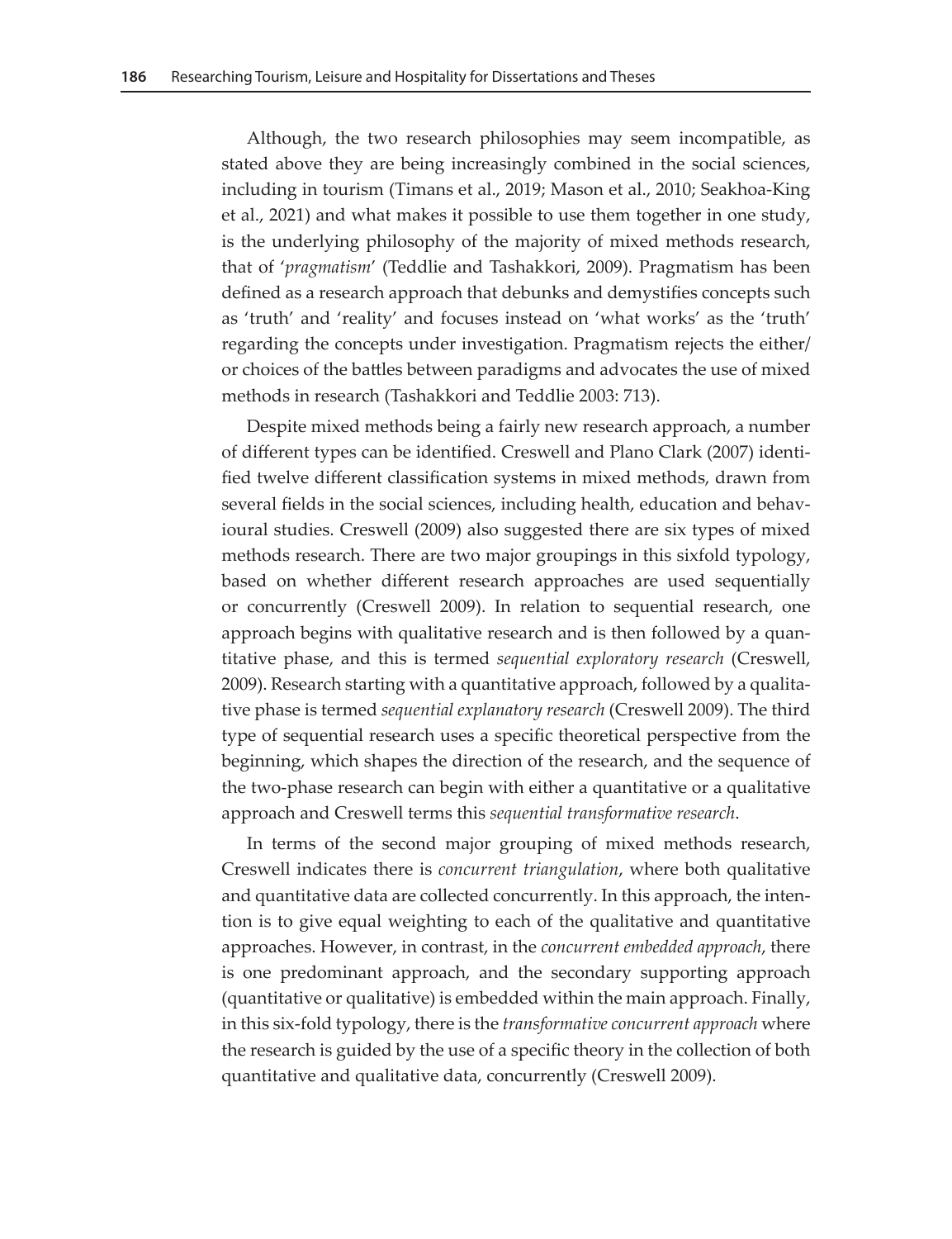Although, the two research philosophies may seem incompatible, as stated above they are being increasingly combined in the social sciences, including in tourism (Timans et al., 2019; Mason et al., 2010; Seakhoa-King et al., 2021) and what makes it possible to use them together in one study, is the underlying philosophy of the majority of mixed methods research, that of '*pragmatism*' (Teddlie and Tashakkori, 2009). Pragmatism has been defined as a research approach that debunks and demystifies concepts such as 'truth' and 'reality' and focuses instead on 'what works' as the 'truth' regarding the concepts under investigation. Pragmatism rejects the either/or choices of the battles between paradigms and advocates the use of mixed methods in research (Tashakkori and Teddlie 2003: 713).

Despite mixed methods being a fairly new research approach, a number of different types can be identified. Creswell and Plano Clark (2007) identified twelve different classification systems in mixed methods, drawn from several fields in the social sciences, including health, education and behavioural studies. Creswell (2009) also suggested there are six types of mixed methods research. There are two major groupings in this sixfold typology, based on whether different research approaches are used sequentially or concurrently (Creswell 2009). In relation to sequential research, one approach begins with qualitative research and is then followed by a quantitative phase, and this is termed *sequential exploratory research* (Creswell, 2009). Research starting with a quantitative approach, followed by a qualitative phase is termed *sequential explanatory research* (Creswell 2009). The third type of sequential research uses a specific theoretical perspective from the beginning, which shapes the direction of the research, and the sequence of the two-phase research can begin with either a quantitative or a qualitative approach and Creswell terms this *sequential transformative research*.

In terms of the second major grouping of mixed methods research, Creswell indicates there is *concurrent triangulation*, where both qualitative and quantitative data are collected concurrently. In this approach, the intention is to give equal weighting to each of the qualitative and quantitative approaches. However, in contrast, in the *concurrent embedded approach*, there is one predominant approach, and the secondary supporting approach (quantitative or qualitative) is embedded within the main approach. Finally, in this six-fold typology, there is the *transformative concurrent approach* where the research is guided by the use of a specific theory in the collection of both quantitative and qualitative data, concurrently (Creswell 2009).